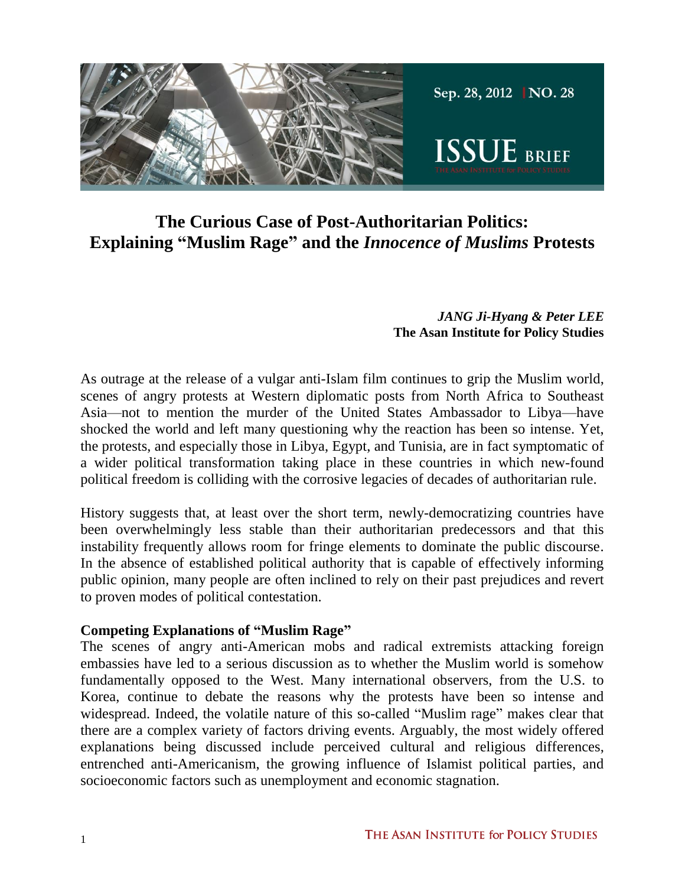Sep. 28, 2012 | NO. 28

ISSUE BRIEF

# The Curious Case of Post-Authoritarian Politics: Explaining "Muslim Rage" and the *Innocence of Muslims* Protests

***JANG Ji-Hyang & Peter LEE***
**The Asan Institute for Policy Studies**

As outrage at the release of a vulgar anti-Islam film continues to grip the Muslim world, scenes of angry protests at Western diplomatic posts from North Africa to Southeast Asia—not to mention the murder of the United States Ambassador to Libya—have shocked the world and left many questioning why the reaction has been so intense. Yet, the protests, and especially those in Libya, Egypt, and Tunisia, are in fact symptomatic of a wider political transformation taking place in these countries in which new-found political freedom is colliding with the corrosive legacies of decades of authoritarian rule.

History suggests that, at least over the short term, newly-democratizing countries have been overwhelmingly less stable than their authoritarian predecessors and that this instability frequently allows room for fringe elements to dominate the public discourse. In the absence of established political authority that is capable of effectively informing public opinion, many people are often inclined to rely on their past prejudices and revert to proven modes of political contestation.

**Competing Explanations of "Muslim Rage"**

The scenes of angry anti-American mobs and radical extremists attacking foreign embassies have led to a serious discussion as to whether the Muslim world is somehow fundamentally opposed to the West. Many international observers, from the U.S. to Korea, continue to debate the reasons why the protests have been so intense and widespread. Indeed, the volatile nature of this so-called "Muslim rage" makes clear that there are a complex variety of factors driving events. Arguably, the most widely offered explanations being discussed include perceived cultural and religious differences, entrenched anti-Americanism, the growing influence of Islamist political parties, and socioeconomic factors such as unemployment and economic stagnation.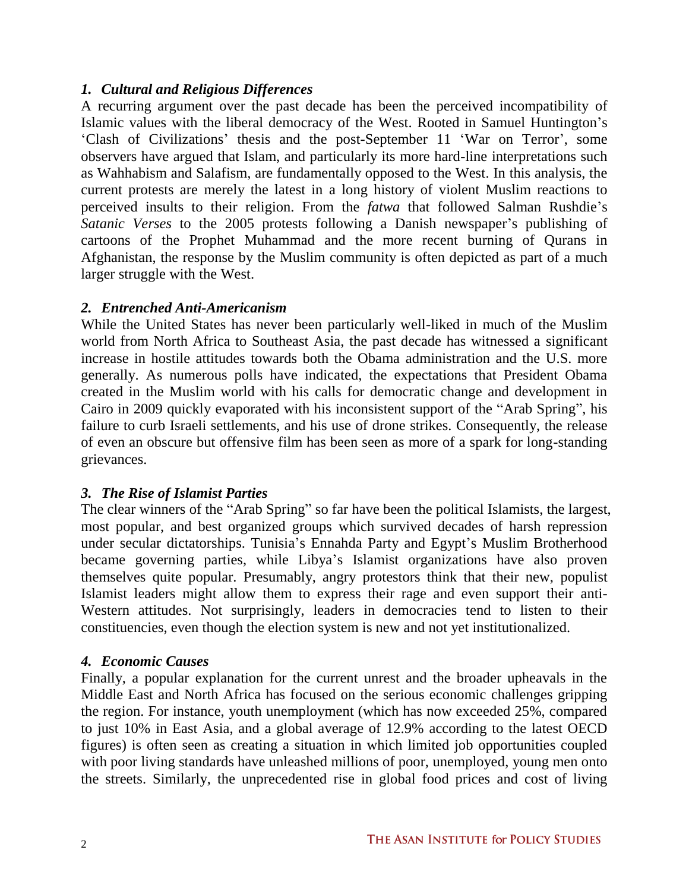### *1. Cultural and Religious Differences*

A recurring argument over the past decade has been the perceived incompatibility of Islamic values with the liberal democracy of the West. Rooted in Samuel Huntington's 'Clash of Civilizations' thesis and the post-September 11 'War on Terror', some observers have argued that Islam, and particularly its more hard-line interpretations such as Wahhabism and Salafism, are fundamentally opposed to the West. In this analysis, the current protests are merely the latest in a long history of violent Muslim reactions to perceived insults to their religion. From the *fatwa* that followed Salman Rushdie's *Satanic Verses* to the 2005 protests following a Danish newspaper's publishing of cartoons of the Prophet Muhammad and the more recent burning of Qurans in Afghanistan, the response by the Muslim community is often depicted as part of a much larger struggle with the West.

### *2. Entrenched Anti-Americanism*

While the United States has never been particularly well-liked in much of the Muslim world from North Africa to Southeast Asia, the past decade has witnessed a significant increase in hostile attitudes towards both the Obama administration and the U.S. more generally. As numerous polls have indicated, the expectations that President Obama created in the Muslim world with his calls for democratic change and development in Cairo in 2009 quickly evaporated with his inconsistent support of the "Arab Spring", his failure to curb Israeli settlements, and his use of drone strikes. Consequently, the release of even an obscure but offensive film has been seen as more of a spark for long-standing grievances.

### *3. The Rise of Islamist Parties*

The clear winners of the "Arab Spring" so far have been the political Islamists, the largest, most popular, and best organized groups which survived decades of harsh repression under secular dictatorships. Tunisia's Ennahda Party and Egypt's Muslim Brotherhood became governing parties, while Libya's Islamist organizations have also proven themselves quite popular. Presumably, angry protestors think that their new, populist Islamist leaders might allow them to express their rage and even support their anti-Western attitudes. Not surprisingly, leaders in democracies tend to listen to their constituencies, even though the election system is new and not yet institutionalized.

### *4. Economic Causes*

Finally, a popular explanation for the current unrest and the broader upheavals in the Middle East and North Africa has focused on the serious economic challenges gripping the region. For instance, youth unemployment (which has now exceeded 25%, compared to just 10% in East Asia, and a global average of 12.9% according to the latest OECD figures) is often seen as creating a situation in which limited job opportunities coupled with poor living standards have unleashed millions of poor, unemployed, young men onto the streets. Similarly, the unprecedented rise in global food prices and cost of living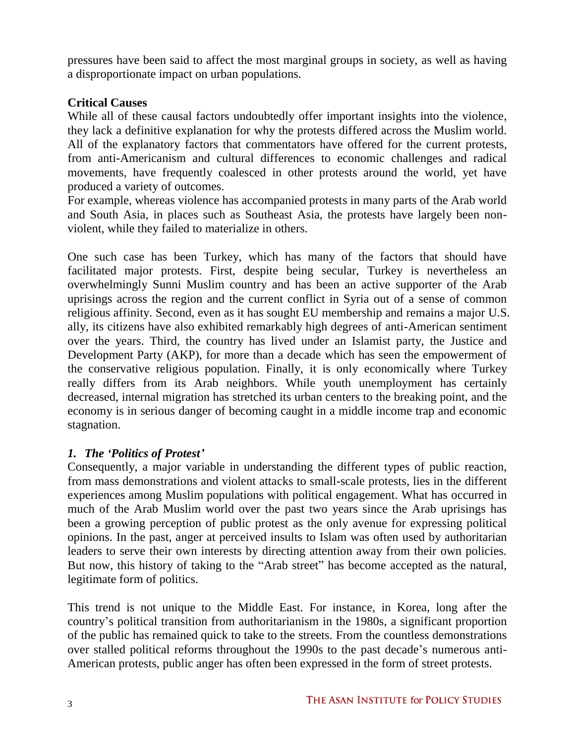pressures have been said to affect the most marginal groups in society, as well as having a disproportionate impact on urban populations.

**Critical Causes**

While all of these causal factors undoubtedly offer important insights into the violence, they lack a definitive explanation for why the protests differed across the Muslim world. All of the explanatory factors that commentators have offered for the current protests, from anti-Americanism and cultural differences to economic challenges and radical movements, have frequently coalesced in other protests around the world, yet have produced a variety of outcomes.

For example, whereas violence has accompanied protests in many parts of the Arab world and South Asia, in places such as Southeast Asia, the protests have largely been non-violent, while they failed to materialize in others.

One such case has been Turkey, which has many of the factors that should have facilitated major protests. First, despite being secular, Turkey is nevertheless an overwhelmingly Sunni Muslim country and has been an active supporter of the Arab uprisings across the region and the current conflict in Syria out of a sense of common religious affinity. Second, even as it has sought EU membership and remains a major U.S. ally, its citizens have also exhibited remarkably high degrees of anti-American sentiment over the years. Third, the country has lived under an Islamist party, the Justice and Development Party (AKP), for more than a decade which has seen the empowerment of the conservative religious population. Finally, it is only economically where Turkey really differs from its Arab neighbors. While youth unemployment has certainly decreased, internal migration has stretched its urban centers to the breaking point, and the economy is in serious danger of becoming caught in a middle income trap and economic stagnation.

***1. The 'Politics of Protest'***

Consequently, a major variable in understanding the different types of public reaction, from mass demonstrations and violent attacks to small-scale protests, lies in the different experiences among Muslim populations with political engagement. What has occurred in much of the Arab Muslim world over the past two years since the Arab uprisings has been a growing perception of public protest as the only avenue for expressing political opinions. In the past, anger at perceived insults to Islam was often used by authoritarian leaders to serve their own interests by directing attention away from their own policies. But now, this history of taking to the "Arab street" has become accepted as the natural, legitimate form of politics.

This trend is not unique to the Middle East. For instance, in Korea, long after the country's political transition from authoritarianism in the 1980s, a significant proportion of the public has remained quick to take to the streets. From the countless demonstrations over stalled political reforms throughout the 1990s to the past decade's numerous anti-American protests, public anger has often been expressed in the form of street protests.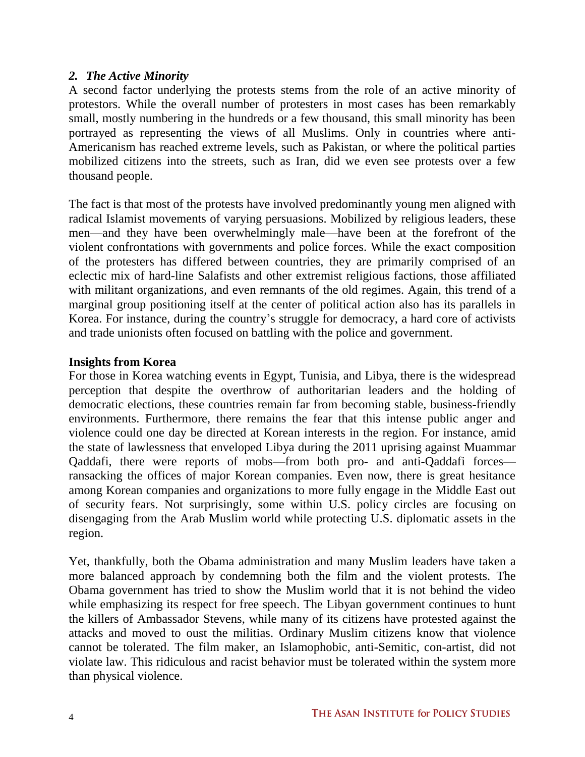### *2. The Active Minority*

A second factor underlying the protests stems from the role of an active minority of protestors. While the overall number of protesters in most cases has been remarkably small, mostly numbering in the hundreds or a few thousand, this small minority has been portrayed as representing the views of all Muslims. Only in countries where anti-Americanism has reached extreme levels, such as Pakistan, or where the political parties mobilized citizens into the streets, such as Iran, did we even see protests over a few thousand people.

The fact is that most of the protests have involved predominantly young men aligned with radical Islamist movements of varying persuasions. Mobilized by religious leaders, these men—and they have been overwhelmingly male—have been at the forefront of the violent confrontations with governments and police forces. While the exact composition of the protesters has differed between countries, they are primarily comprised of an eclectic mix of hard-line Salafists and other extremist religious factions, those affiliated with militant organizations, and even remnants of the old regimes. Again, this trend of a marginal group positioning itself at the center of political action also has its parallels in Korea. For instance, during the country's struggle for democracy, a hard core of activists and trade unionists often focused on battling with the police and government.

**Insights from Korea**

For those in Korea watching events in Egypt, Tunisia, and Libya, there is the widespread perception that despite the overthrow of authoritarian leaders and the holding of democratic elections, these countries remain far from becoming stable, business-friendly environments. Furthermore, there remains the fear that this intense public anger and violence could one day be directed at Korean interests in the region. For instance, amid the state of lawlessness that enveloped Libya during the 2011 uprising against Muammar Qaddafi, there were reports of mobs—from both pro- and anti-Qaddafi forces—ransacking the offices of major Korean companies. Even now, there is great hesitance among Korean companies and organizations to more fully engage in the Middle East out of security fears. Not surprisingly, some within U.S. policy circles are focusing on disengaging from the Arab Muslim world while protecting U.S. diplomatic assets in the region.

Yet, thankfully, both the Obama administration and many Muslim leaders have taken a more balanced approach by condemning both the film and the violent protests. The Obama government has tried to show the Muslim world that it is not behind the video while emphasizing its respect for free speech. The Libyan government continues to hunt the killers of Ambassador Stevens, while many of its citizens have protested against the attacks and moved to oust the militias. Ordinary Muslim citizens know that violence cannot be tolerated. The film maker, an Islamophobic, anti-Semitic, con-artist, did not violate law. This ridiculous and racist behavior must be tolerated within the system more than physical violence.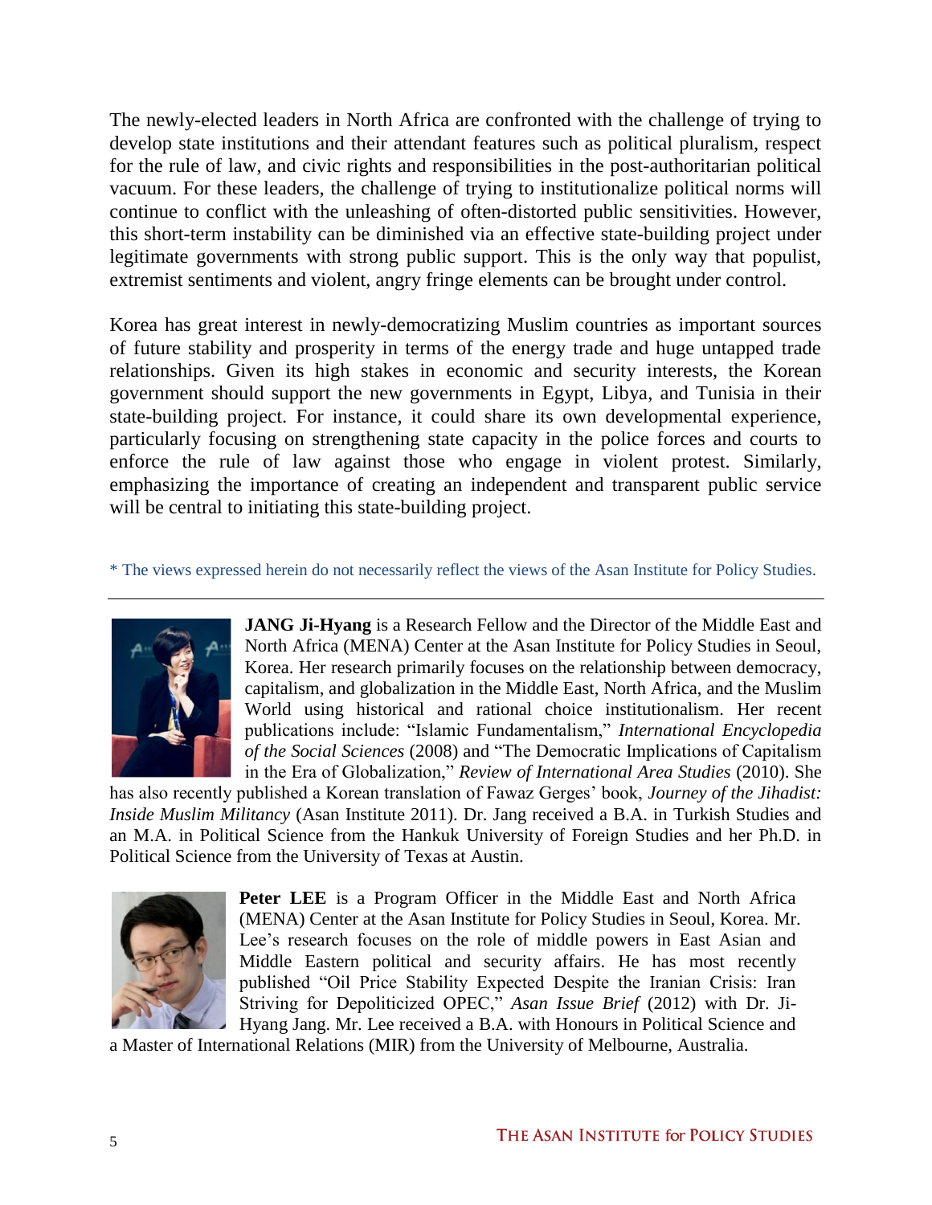The newly-elected leaders in North Africa are confronted with the challenge of trying to develop state institutions and their attendant features such as political pluralism, respect for the rule of law, and civic rights and responsibilities in the post-authoritarian political vacuum. For these leaders, the challenge of trying to institutionalize political norms will continue to conflict with the unleashing of often-distorted public sensitivities. However, this short-term instability can be diminished via an effective state-building project under legitimate governments with strong public support. This is the only way that populist, extremist sentiments and violent, angry fringe elements can be brought under control.

Korea has great interest in newly-democratizing Muslim countries as important sources of future stability and prosperity in terms of the energy trade and huge untapped trade relationships. Given its high stakes in economic and security interests, the Korean government should support the new governments in Egypt, Libya, and Tunisia in their state-building project. For instance, it could share its own developmental experience, particularly focusing on strengthening state capacity in the police forces and courts to enforce the rule of law against those who engage in violent protest. Similarly, emphasizing the importance of creating an independent and transparent public service will be central to initiating this state-building project.

\* The views expressed herein do not necessarily reflect the views of the Asan Institute for Policy Studies.

---

**JANG Ji-Hyang** is a Research Fellow and the Director of the Middle East and North Africa (MENA) Center at the Asan Institute for Policy Studies in Seoul, Korea. Her research primarily focuses on the relationship between democracy, capitalism, and globalization in the Middle East, North Africa, and the Muslim World using historical and rational choice institutionalism. Her recent publications include: "Islamic Fundamentalism," *International Encyclopedia of the Social Sciences* (2008) and "The Democratic Implications of Capitalism in the Era of Globalization," *Review of International Area Studies* (2010). She has also recently published a Korean translation of Fawaz Gerges' book, *Journey of the Jihadist: Inside Muslim Militancy* (Asan Institute 2011). Dr. Jang received a B.A. in Turkish Studies and an M.A. in Political Science from the Hankuk University of Foreign Studies and her Ph.D. in Political Science from the University of Texas at Austin.

**Peter LEE** is a Program Officer in the Middle East and North Africa (MENA) Center at the Asan Institute for Policy Studies in Seoul, Korea. Mr. Lee's research focuses on the role of middle powers in East Asian and Middle Eastern political and security affairs. He has most recently published "Oil Price Stability Expected Despite the Iranian Crisis: Iran Striving for Depoliticized OPEC," *Asan Issue Brief* (2012) with Dr. Ji-Hyang Jang. Mr. Lee received a B.A. with Honours in Political Science and a Master of International Relations (MIR) from the University of Melbourne, Australia.